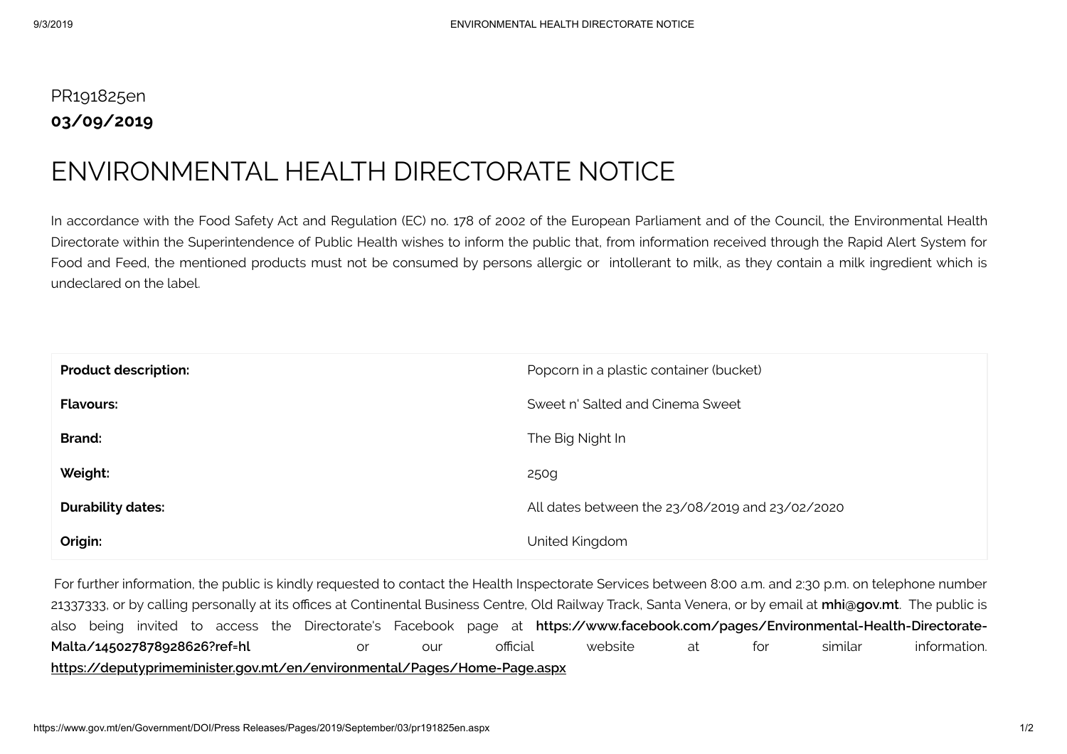PR191825en

**03/09/2019**

# ENVIRONMENTAL HEALTH DIRECTORATE NOTICE

In accordance with the Food Safety Act and Regulation (EC) no. 178 of 2002 of the European Parliament and of the Council, the Environmental Health Directorate within the Superintendence of Public Health wishes to inform the public that, from information received through the Rapid Alert System for Food and Feed, the mentioned products must not be consumed by persons allergic or intollerant to milk, as they contain a milk ingredient which is undeclared on the label.

| | |
|---|---|
| **Product description:** | Popcorn in a plastic container (bucket) |
| **Flavours:** | Sweet n' Salted and Cinema Sweet |
| **Brand:** | The Big Night In |
| **Weight:** | 250g |
| **Durability dates:** | All dates between the 23/08/2019 and 23/02/2020 |
| **Origin:** | United Kingdom |

For further information, the public is kindly requested to contact the Health Inspectorate Services between 8:00 a.m. and 2:30 p.m. on telephone number 21337333, or by calling personally at its offices at Continental Business Centre, Old Railway Track, Santa Venera, or by email at **mhi@gov.mt**. The public is also being invited to access the Directorate's Facebook page at **https://www.facebook.com/pages/Environmental-Health-Directorate-Malta/145027878928626?ref=hl** or our official website at for similar information. **https://deputyprimeminister.gov.mt/en/environmental/Pages/Home-Page.aspx**